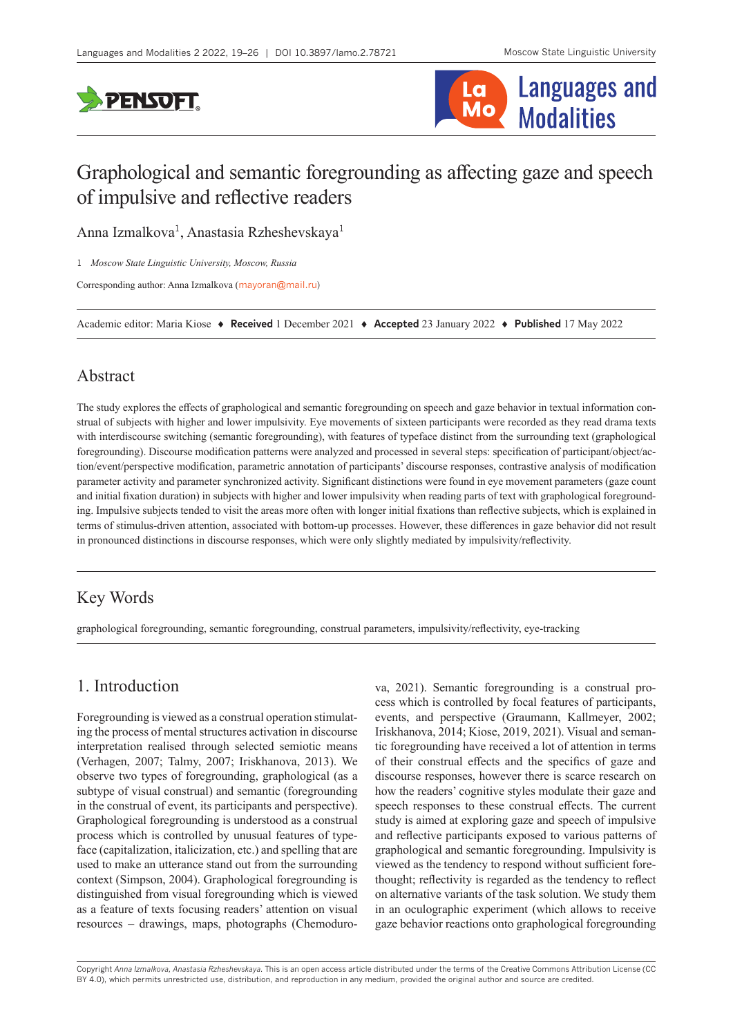# Graphological and semantic foregrounding as affecting gaze and speech of impulsive and reflective readers

Anna Izmalkova[1], Anastasia Rzheshevskaya[1]

1 *Moscow State Linguistic University, Moscow, Russia*

Corresponding author: Anna Izmalkova (mayoran@mail.ru)

Academic editor: Maria Kiose ♦ **Received** 1 December 2021 ♦ **Accepted** 23 January 2022 ♦ **Published** 17 May 2022

## Abstract

The study explores the effects of graphological and semantic foregrounding on speech and gaze behavior in textual information construal of subjects with higher and lower impulsivity. Eye movements of sixteen participants were recorded as they read drama texts with interdiscourse switching (semantic foregrounding), with features of typeface distinct from the surrounding text (graphological foregrounding). Discourse modification patterns were analyzed and processed in several steps: specification of participant/object/action/event/perspective modification, parametric annotation of participants' discourse responses, contrastive analysis of modification parameter activity and parameter synchronized activity. Significant distinctions were found in eye movement parameters (gaze count and initial fixation duration) in subjects with higher and lower impulsivity when reading parts of text with graphological foregrounding. Impulsive subjects tended to visit the areas more often with longer initial fixations than reflective subjects, which is explained in terms of stimulus-driven attention, associated with bottom-up processes. However, these differences in gaze behavior did not result in pronounced distinctions in discourse responses, which were only slightly mediated by impulsivity/reflectivity.

## Key Words

graphological foregrounding, semantic foregrounding, construal parameters, impulsivity/reflectivity, eye-tracking

## 1. Introduction

Foregrounding is viewed as a construal operation stimulating the process of mental structures activation in discourse interpretation realised through selected semiotic means (Verhagen, 2007; Talmy, 2007; Iriskhanova, 2013). We observe two types of foregrounding, graphological (as a subtype of visual construal) and semantic (foregrounding in the construal of event, its participants and perspective). Graphological foregrounding is understood as a construal process which is controlled by unusual features of typeface (capitalization, italicization, etc.) and spelling that are used to make an utterance stand out from the surrounding context (Simpson, 2004). Graphological foregrounding is distinguished from visual foregrounding which is viewed as a feature of texts focusing readers' attention on visual resources – drawings, maps, photographs (Chemodurova, 2021). Semantic foregrounding is a construal process which is controlled by focal features of participants, events, and perspective (Graumann, Kallmeyer, 2002; Iriskhanova, 2014; Kiose, 2019, 2021). Visual and semantic foregrounding have received a lot of attention in terms of their construal effects and the specifics of gaze and discourse responses, however there is scarce research on how the readers' cognitive styles modulate their gaze and speech responses to these construal effects. The current study is aimed at exploring gaze and speech of impulsive and reflective participants exposed to various patterns of graphological and semantic foregrounding. Impulsivity is viewed as the tendency to respond without sufficient forethought; reflectivity is regarded as the tendency to reflect on alternative variants of the task solution. We study them in an oculographic experiment (which allows to receive gaze behavior reactions onto graphological foregrounding

Copyright *Anna Izmalkova, Anastasia Rzheshevskaya.* This is an open access article distributed under the terms of the Creative Commons Attribution License (CC BY 4.0), which permits unrestricted use, distribution, and reproduction in any medium, provided the original author and source are credited.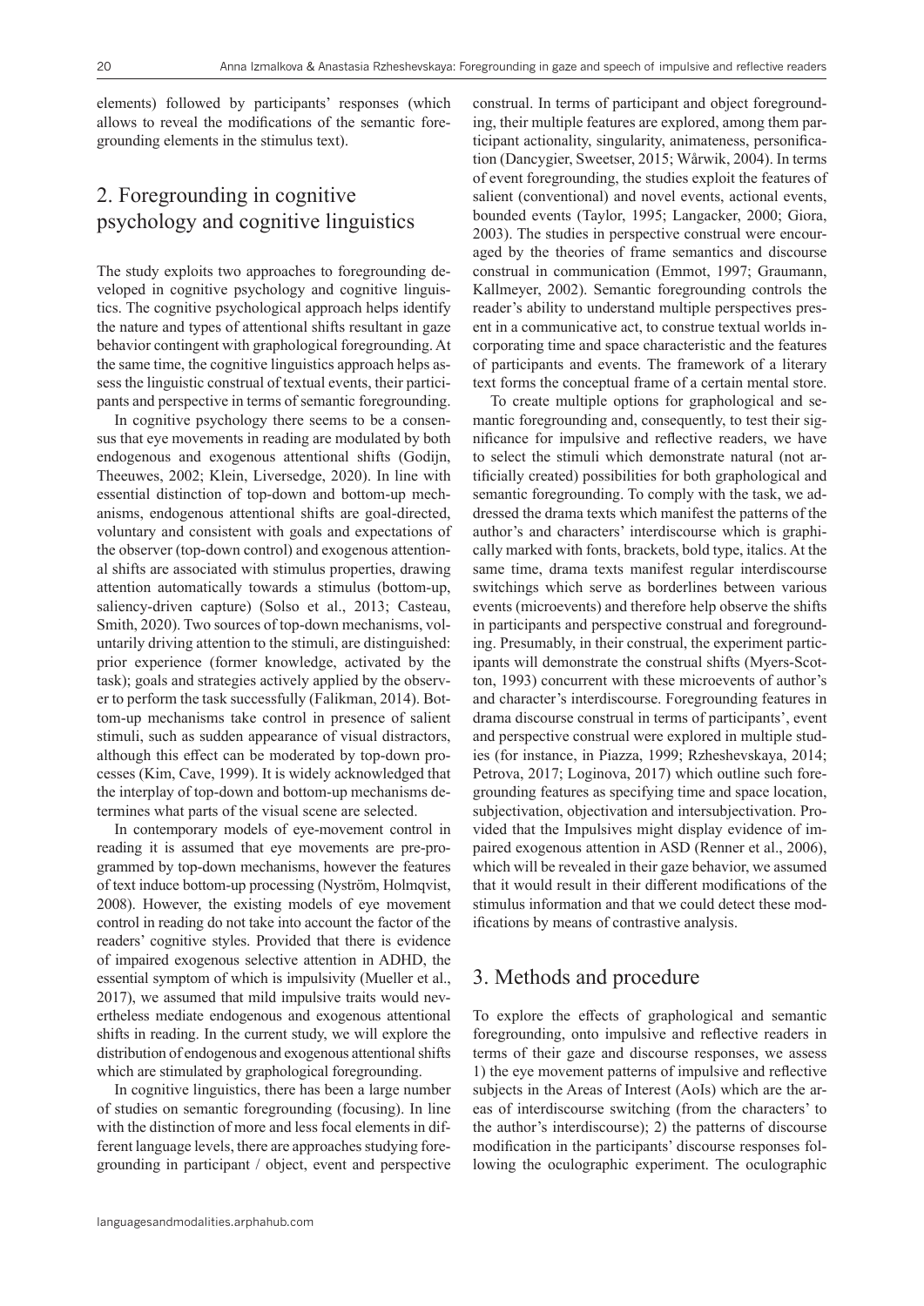elements) followed by participants' responses (which allows to reveal the modifications of the semantic foregrounding elements in the stimulus text).

## 2. Foregrounding in cognitive psychology and cognitive linguistics

The study exploits two approaches to foregrounding developed in cognitive psychology and cognitive linguistics. The cognitive psychological approach helps identify the nature and types of attentional shifts resultant in gaze behavior contingent with graphological foregrounding. At the same time, the cognitive linguistics approach helps assess the linguistic construal of textual events, their participants and perspective in terms of semantic foregrounding.

In cognitive psychology there seems to be a consensus that eye movements in reading are modulated by both endogenous and exogenous attentional shifts (Godijn, Theeuwes, 2002; Klein, Liversedge, 2020). In line with essential distinction of top-down and bottom-up mechanisms, endogenous attentional shifts are goal-directed, voluntary and consistent with goals and expectations of the observer (top-down control) and exogenous attentional shifts are associated with stimulus properties, drawing attention automatically towards a stimulus (bottom-up, saliency-driven capture) (Solso et al., 2013; Casteau, Smith, 2020). Two sources of top-down mechanisms, voluntarily driving attention to the stimuli, are distinguished: prior experience (former knowledge, activated by the task); goals and strategies actively applied by the observer to perform the task successfully (Falikman, 2014). Bottom-up mechanisms take control in presence of salient stimuli, such as sudden appearance of visual distractors, although this effect can be moderated by top-down processes (Kim, Cave, 1999). It is widely acknowledged that the interplay of top-down and bottom-up mechanisms determines what parts of the visual scene are selected.

In contemporary models of eye-movement control in reading it is assumed that eye movements are pre-programmed by top-down mechanisms, however the features of text induce bottom-up processing (Nyström, Holmqvist, 2008). However, the existing models of eye movement control in reading do not take into account the factor of the readers' cognitive styles. Provided that there is evidence of impaired exogenous selective attention in ADHD, the essential symptom of which is impulsivity (Mueller et al., 2017), we assumed that mild impulsive traits would nevertheless mediate endogenous and exogenous attentional shifts in reading. In the current study, we will explore the distribution of endogenous and exogenous attentional shifts which are stimulated by graphological foregrounding.

In cognitive linguistics, there has been a large number of studies on semantic foregrounding (focusing). In line with the distinction of more and less focal elements in different language levels, there are approaches studying foregrounding in participant / object, event and perspective construal. In terms of participant and object foregrounding, their multiple features are explored, among them participant actionality, singularity, animateness, personification (Dancygier, Sweetser, 2015; Wårwik, 2004). In terms of event foregrounding, the studies exploit the features of salient (conventional) and novel events, actional events, bounded events (Taylor, 1995; Langacker, 2000; Giora, 2003). The studies in perspective construal were encouraged by the theories of frame semantics and discourse construal in communication (Emmot, 1997; Graumann, Kallmeyer, 2002). Semantic foregrounding controls the reader's ability to understand multiple perspectives present in a communicative act, to construe textual worlds incorporating time and space characteristic and the features of participants and events. The framework of a literary text forms the conceptual frame of a certain mental store.

To create multiple options for graphological and semantic foregrounding and, consequently, to test their significance for impulsive and reflective readers, we have to select the stimuli which demonstrate natural (not artificially created) possibilities for both graphological and semantic foregrounding. To comply with the task, we addressed the drama texts which manifest the patterns of the author's and characters' interdiscourse which is graphically marked with fonts, brackets, bold type, italics. At the same time, drama texts manifest regular interdiscourse switchings which serve as borderlines between various events (microevents) and therefore help observe the shifts in participants and perspective construal and foregrounding. Presumably, in their construal, the experiment participants will demonstrate the construal shifts (Myers-Scotton, 1993) concurrent with these microevents of author's and character's interdiscourse. Foregrounding features in drama discourse construal in terms of participants', event and perspective construal were explored in multiple studies (for instance, in Piazza, 1999; Rzheshevskaya, 2014; Petrova, 2017; Loginova, 2017) which outline such foregrounding features as specifying time and space location, subjectivation, objectivation and intersubjectivation. Provided that the Impulsives might display evidence of impaired exogenous attention in ASD (Renner et al., 2006), which will be revealed in their gaze behavior, we assumed that it would result in their different modifications of the stimulus information and that we could detect these modifications by means of contrastive analysis.

## 3. Methods and procedure

To explore the effects of graphological and semantic foregrounding, onto impulsive and reflective readers in terms of their gaze and discourse responses, we assess 1) the eye movement patterns of impulsive and reflective subjects in the Areas of Interest (AoIs) which are the areas of interdiscourse switching (from the characters' to the author's interdiscourse); 2) the patterns of discourse modification in the participants' discourse responses following the oculographic experiment. The oculographic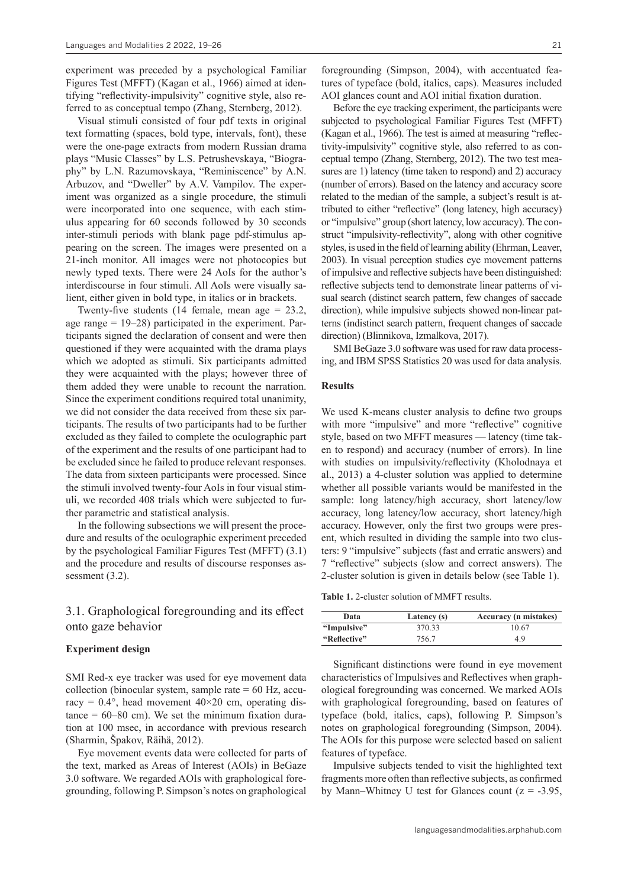experiment was preceded by a psychological Familiar Figures Test (MFFT) (Kagan et al., 1966) aimed at identifying "reflectivity-impulsivity" cognitive style, also referred to as conceptual tempo (Zhang, Sternberg, 2012).

Visual stimuli consisted of four pdf texts in original text formatting (spaces, bold type, intervals, font), these were the one-page extracts from modern Russian drama plays "Music Classes" by L.S. Petrushevskaya, "Biography" by L.N. Razumovskaya, "Reminiscence" by A.N. Arbuzov, and "Dweller" by A.V. Vampilov. The experiment was organized as a single procedure, the stimuli were incorporated into one sequence, with each stimulus appearing for 60 seconds followed by 30 seconds inter-stimuli periods with blank page pdf-stimulus appearing on the screen. The images were presented on a 21-inch monitor. All images were not photocopies but newly typed texts. There were 24 AoIs for the author's interdiscourse in four stimuli. All AoIs were visually salient, either given in bold type, in italics or in brackets.

Twenty-five students (14 female, mean age = 23.2, age range = 19–28) participated in the experiment. Participants signed the declaration of consent and were then questioned if they were acquainted with the drama plays which we adopted as stimuli. Six participants admitted they were acquainted with the plays; however three of them added they were unable to recount the narration. Since the experiment conditions required total unanimity, we did not consider the data received from these six participants. The results of two participants had to be further excluded as they failed to complete the oculographic part of the experiment and the results of one participant had to be excluded since he failed to produce relevant responses. The data from sixteen participants were processed. Since the stimuli involved twenty-four AoIs in four visual stimuli, we recorded 408 trials which were subjected to further parametric and statistical analysis.

In the following subsections we will present the procedure and results of the oculographic experiment preceded by the psychological Familiar Figures Test (MFFT) (3.1) and the procedure and results of discourse responses assessment (3.2).

## 3.1. Graphological foregrounding and its effect onto gaze behavior

**Experiment design**

SMI Red-x eye tracker was used for eye movement data collection (binocular system, sample rate = 60 Hz, accuracy = 0.4°, head movement 40×20 cm, operating distance = 60–80 cm). We set the minimum fixation duration at 100 msec, in accordance with previous research (Sharmin, Špakov, Räihä, 2012).

Eye movement events data were collected for parts of the text, marked as Areas of Interest (AOIs) in BeGaze 3.0 software. We regarded AOIs with graphological foregrounding, following P. Simpson's notes on graphological foregrounding (Simpson, 2004), with accentuated features of typeface (bold, italics, caps). Measures included AOI glances count and AOI initial fixation duration.

Before the eye tracking experiment, the participants were subjected to psychological Familiar Figures Test (MFFT) (Kagan et al., 1966). The test is aimed at measuring "reflectivity-impulsivity" cognitive style, also referred to as conceptual tempo (Zhang, Sternberg, 2012). The two test measures are 1) latency (time taken to respond) and 2) accuracy (number of errors). Based on the latency and accuracy score related to the median of the sample, a subject's result is attributed to either "reflective" (long latency, high accuracy) or "impulsive" group (short latency, low accuracy). The construct "impulsivity-reflectivity", along with other cognitive styles, is used in the field of learning ability (Ehrman, Leaver, 2003). In visual perception studies eye movement patterns of impulsive and reflective subjects have been distinguished: reflective subjects tend to demonstrate linear patterns of visual search (distinct search pattern, few changes of saccade direction), while impulsive subjects showed non-linear patterns (indistinct search pattern, frequent changes of saccade direction) (Blinnikova, Izmalkova, 2017).

SMI BeGaze 3.0 software was used for raw data processing, and IBM SPSS Statistics 20 was used for data analysis.

**Results**

We used K-means cluster analysis to define two groups with more "impulsive" and more "reflective" cognitive style, based on two MFFT measures — latency (time taken to respond) and accuracy (number of errors). In line with studies on impulsivity/reflectivity (Kholodnaya et al., 2013) a 4-cluster solution was applied to determine whether all possible variants would be manifested in the sample: long latency/high accuracy, short latency/low accuracy, long latency/low accuracy, short latency/high accuracy. However, only the first two groups were present, which resulted in dividing the sample into two clusters: 9 "impulsive" subjects (fast and erratic answers) and 7 "reflective" subjects (slow and correct answers). The 2-cluster solution is given in details below (see Table 1).

**Table 1.** 2-cluster solution of MMFT results.

| Data | Latency (s) | Accuracy (n mistakes) |
|---|---|---|
| **"Impulsive"** | 370.33 | 10.67 |
| **"Reflective"** | 756.7 | 4.9 |

Significant distinctions were found in eye movement characteristics of Impulsives and Reflectives when graphological foregrounding was concerned. We marked AOIs with graphological foregrounding, based on features of typeface (bold, italics, caps), following P. Simpson's notes on graphological foregrounding (Simpson, 2004). The AOIs for this purpose were selected based on salient features of typeface.

Impulsive subjects tended to visit the highlighted text fragments more often than reflective subjects, as confirmed by Mann–Whitney U test for Glances count ($z = -3.95$,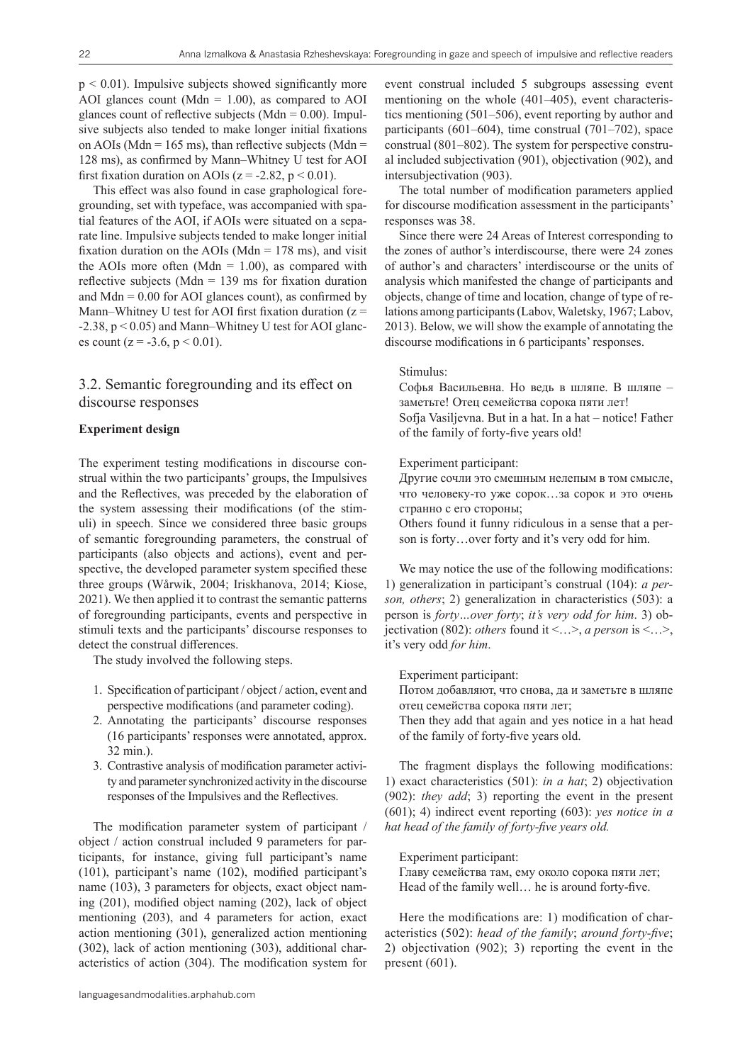$p < 0.01$). Impulsive subjects showed significantly more AOI glances count (Mdn = 1.00), as compared to AOI glances count of reflective subjects (Mdn = 0.00). Impulsive subjects also tended to make longer initial fixations on AOIs (Mdn = 165 ms), than reflective subjects (Mdn = 128 ms), as confirmed by Mann–Whitney U test for AOI first fixation duration on AOIs ($z = -2.82$, $p < 0.01$).

This effect was also found in case graphological foregrounding, set with typeface, was accompanied with spatial features of the AOI, if AOIs were situated on a separate line. Impulsive subjects tended to make longer initial fixation duration on the AOIs (Mdn = 178 ms), and visit the AOIs more often (Mdn = 1.00), as compared with reflective subjects (Mdn = 139 ms for fixation duration and Mdn = 0.00 for AOI glances count), as confirmed by Mann–Whitney U test for AOI first fixation duration ($z = -2.38$, $p < 0.05$) and Mann–Whitney U test for AOI glances count ($z = -3.6$, $p < 0.01$).

## 3.2. Semantic foregrounding and its effect on discourse responses

**Experiment design**

The experiment testing modifications in discourse construal within the two participants' groups, the Impulsives and the Reflectives, was preceded by the elaboration of the system assessing their modifications (of the stimuli) in speech. Since we considered three basic groups of semantic foregrounding parameters, the construal of participants (also objects and actions), event and perspective, the developed parameter system specified these three groups (Wårwik, 2004; Iriskhanova, 2014; Kiose, 2021). We then applied it to contrast the semantic patterns of foregrounding participants, events and perspective in stimuli texts and the participants' discourse responses to detect the construal differences.

The study involved the following steps.

1. Specification of participant / object / action, event and perspective modifications (and parameter coding).
2. Annotating the participants' discourse responses (16 participants' responses were annotated, approx. 32 min.).
3. Contrastive analysis of modification parameter activity and parameter synchronized activity in the discourse responses of the Impulsives and the Reflectives.

The modification parameter system of participant / object / action construal included 9 parameters for participants, for instance, giving full participant's name (101), participant's name (102), modified participant's name (103), 3 parameters for objects, exact object naming (201), modified object naming (202), lack of object mentioning (203), and 4 parameters for action, exact action mentioning (301), generalized action mentioning (302), lack of action mentioning (303), additional characteristics of action (304). The modification system for event construal included 5 subgroups assessing event mentioning on the whole (401–405), event characteristics mentioning (501–506), event reporting by author and participants (601–604), time construal (701–702), space construal (801–802). The system for perspective construal included subjectivation (901), objectivation (902), and intersubjectivation (903).

The total number of modification parameters applied for discourse modification assessment in the participants' responses was 38.

Since there were 24 Areas of Interest corresponding to the zones of author's interdiscourse, there were 24 zones of author's and characters' interdiscourse or the units of analysis which manifested the change of participants and objects, change of time and location, change of type of relations among participants (Labov, Waletsky, 1967; Labov, 2013). Below, we will show the example of annotating the discourse modifications in 6 participants' responses.

Stimulus:

Софья Васильевна. Но ведь в шляпе. В шляпе – заметьте! Отец семейства сорока пяти лет!
Sofja Vasiljevna. But in a hat. In a hat – notice! Father of the family of forty-five years old!

Experiment participant:

Другие сочли это смешным нелепым в том смысле, что человеку-то уже сорок…за сорок и это очень странно с его стороны;
Others found it funny ridiculous in a sense that a person is forty…over forty and it's very odd for him.

We may notice the use of the following modifications: 1) generalization in participant's construal (104): *a person, others*; 2) generalization in characteristics (503): a person is *forty…over forty*; *it's very odd for him*. 3) objectivation (802): *others* found it <…>, *a person* is <…>, it's very odd *for him*.

Experiment participant:

Потом добавляют, что снова, да и заметьте в шляпе отец семейства сорока пяти лет;
Then they add that again and yes notice in a hat head of the family of forty-five years old.

The fragment displays the following modifications: 1) exact characteristics (501): *in a hat*; 2) objectivation (902): *they add*; 3) reporting the event in the present (601); 4) indirect event reporting (603): *yes notice in a hat head of the family of forty-five years old.*

Experiment participant:

Главу семейства там, ему около сорока пяти лет;
Head of the family well… he is around forty-five.

Here the modifications are: 1) modification of characteristics (502): *head of the family*; *around forty-five*; 2) objectivation (902); 3) reporting the event in the present (601).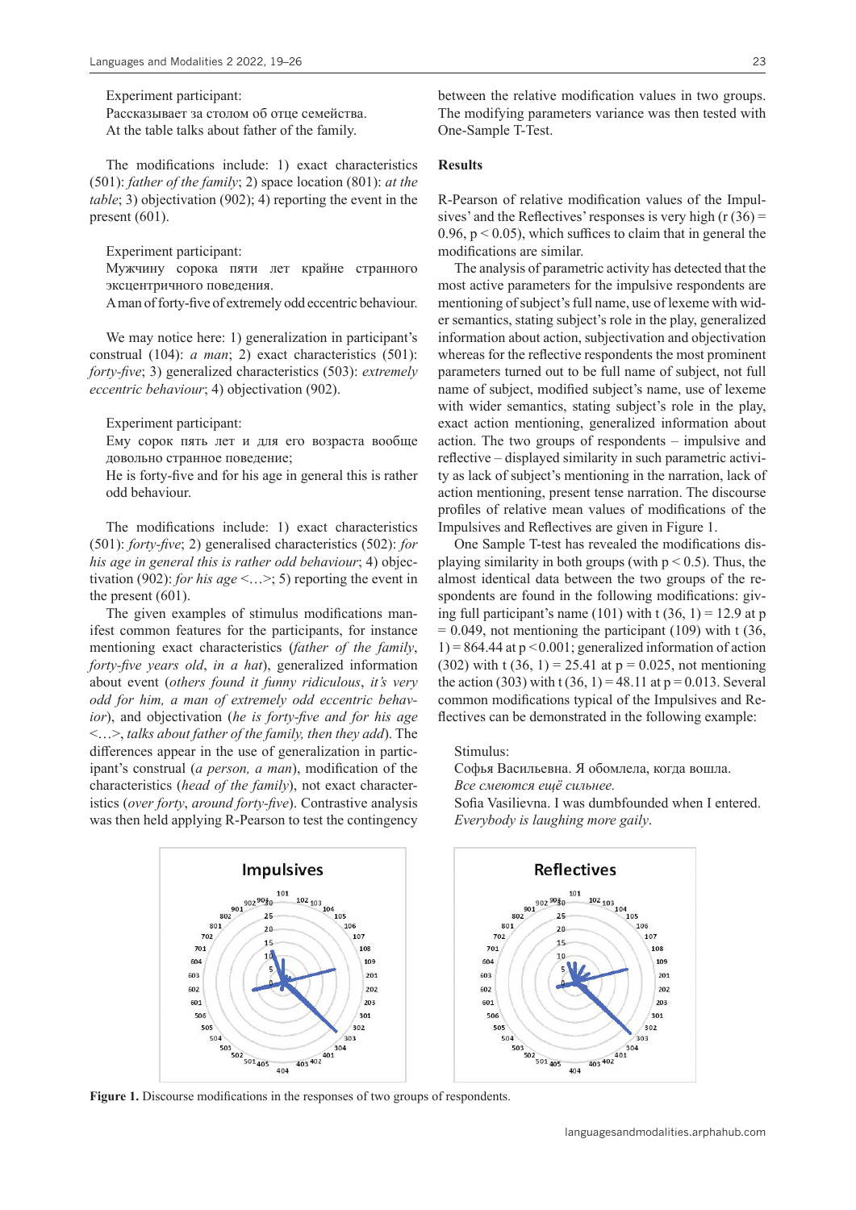Experiment participant:
Рассказывает за столом об отце семейства.
At the table talks about father of the family.

The modifications include: 1) exact characteristics (501): *father of the family*; 2) space location (801): *at the table*; 3) objectivation (902); 4) reporting the event in the present (601).

Experiment participant:
Мужчину сорока пяти лет крайне странного эксцентричного поведения.
A man of forty-five of extremely odd eccentric behaviour.

We may notice here: 1) generalization in participant's construal (104): *a man*; 2) exact characteristics (501): *forty-five*; 3) generalized characteristics (503): *extremely eccentric behaviour*; 4) objectivation (902).

Experiment participant:
Ему сорок пять лет и для его возраста вообще довольно странное поведение;
He is forty-five and for his age in general this is rather odd behaviour.

The modifications include: 1) exact characteristics (501): *forty-five*; 2) generalised characteristics (502): *for his age in general this is rather odd behaviour*; 4) objectivation (902): *for his age <…>*; 5) reporting the event in the present (601).

The given examples of stimulus modifications manifest common features for the participants, for instance mentioning exact characteristics (*father of the family*, *forty-five years old*, *in a hat*), generalized information about event (*others found it funny ridiculous*, *it's very odd for him, a man of extremely odd eccentric behavior*), and objectivation (*he is forty-five and for his age <…>*, *talks about father of the family, then they add*). The differences appear in the use of generalization in participant's construal (*a person, a man*), modification of the characteristics (*head of the family*), not exact characteristics (*over forty*, *around forty-five*). Contrastive analysis was then held applying R-Pearson to test the contingency between the relative modification values in two groups. The modifying parameters variance was then tested with One-Sample T-Test.

## Results

R-Pearson of relative modification values of the Impulsives' and the Reflectives' responses is very high ($r\ (36) = 0.96$, $p < 0.05$), which suffices to claim that in general the modifications are similar.

The analysis of parametric activity has detected that the most active parameters for the impulsive respondents are mentioning of subject's full name, use of lexeme with wider semantics, stating subject's role in the play, generalized information about action, subjectivation and objectivation whereas for the reflective respondents the most prominent parameters turned out to be full name of subject, not full name of subject, modified subject's name, use of lexeme with wider semantics, stating subject's role in the play, exact action mentioning, generalized information about action. The two groups of respondents – impulsive and reflective – displayed similarity in such parametric activity as lack of subject's mentioning in the narration, lack of action mentioning, present tense narration. The discourse profiles of relative mean values of modifications of the Impulsives and Reflectives are given in Figure 1.

One Sample T-test has revealed the modifications displaying similarity in both groups (with $p < 0.5$). Thus, the almost identical data between the two groups of the respondents are found in the following modifications: giving full participant's name (101) with $t\ (36, 1) = 12.9$ at $p = 0.049$, not mentioning the participant (109) with $t\ (36, 1) = 864.44$ at $p < 0.001$; generalized information of action (302) with $t\ (36, 1) = 25.41$ at $p = 0.025$, not mentioning the action (303) with $t\ (36, 1) = 48.11$ at $p = 0.013$. Several common modifications typical of the Impulsives and Reflectives can be demonstrated in the following example:

Stimulus:
Софья Васильевна. Я обомлела, когда вошла.
*Все смеются ещё сильнее.*
Sofia Vasilievna. I was dumbfounded when I entered.
*Everybody is laughing more gaily*.

**Figure 1.** Discourse modifications in the responses of two groups of respondents.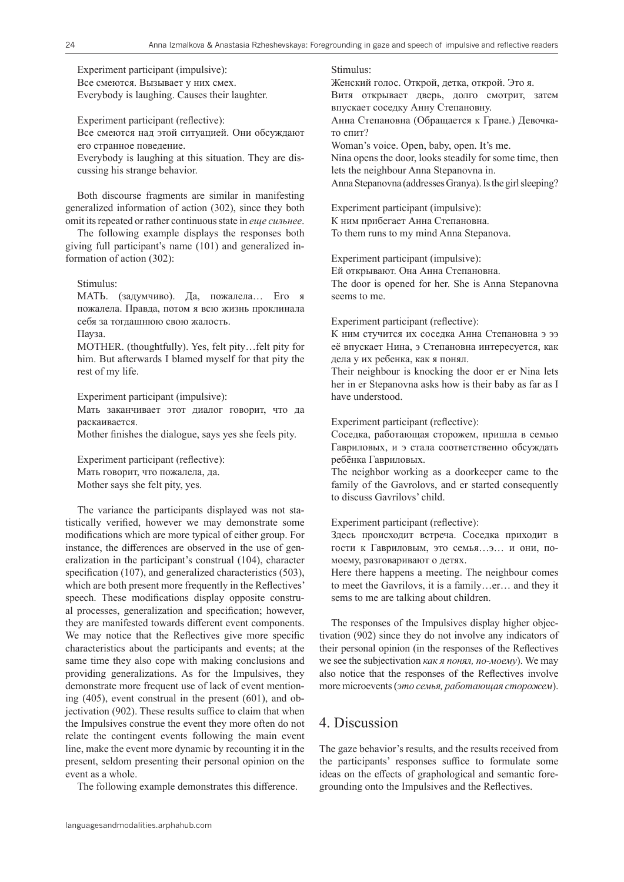Experiment participant (impulsive):
Все смеются. Вызывает у них смех.
Everybody is laughing. Causes their laughter.

Experiment participant (reflective):
Все смеются над этой ситуацией. Они обсуждают его странное поведение.
Everybody is laughing at this situation. They are discussing his strange behavior.

Both discourse fragments are similar in manifesting generalized information of action (302), since they both omit its repeated or rather continuous state in *еще сильнее*.

The following example displays the responses both giving full participant's name (101) and generalized information of action (302):

Stimulus:
МАТЬ. (задумчиво). Да, пожалела… Его я пожалела. Правда, потом я всю жизнь проклинала себя за тогдашнюю свою жалость.
Пауза.
MOTHER. (thoughtfully). Yes, felt pity…felt pity for him. But afterwards I blamed myself for that pity the rest of my life.

Experiment participant (impulsive):
Мать заканчивает этот диалог говорит, что да раскаивается.
Mother finishes the dialogue, says yes she feels pity.

Experiment participant (reflective):
Мать говорит, что пожалела, да.
Mother says she felt pity, yes.

The variance the participants displayed was not statistically verified, however we may demonstrate some modifications which are more typical of either group. For instance, the differences are observed in the use of generalization in the participant's construal (104), character specification (107), and generalized characteristics (503), which are both present more frequently in the Reflectives' speech. These modifications display opposite construal processes, generalization and specification; however, they are manifested towards different event components. We may notice that the Reflectives give more specific characteristics about the participants and events; at the same time they also cope with making conclusions and providing generalizations. As for the Impulsives, they demonstrate more frequent use of lack of event mentioning (405), event construal in the present (601), and objectivation (902). These results suffice to claim that when the Impulsives construe the event they more often do not relate the contingent events following the main event line, make the event more dynamic by recounting it in the present, seldom presenting their personal opinion on the event as a whole.

The following example demonstrates this difference.

Stimulus:
Женский голос. Открой, детка, открой. Это я.
Витя открывает дверь, долго смотрит, затем впускает соседку Анну Степановну.
Анна Степановна (Обращается к Гране.) Девочка-то спит?
Woman's voice. Open, baby, open. It's me.
Nina opens the door, looks steadily for some time, then lets the neighbour Anna Stepanovna in.
Anna Stepanovna (addresses Granya). Is the girl sleeping?

Experiment participant (impulsive):
К ним прибегает Анна Степановна.
To them runs to my mind Anna Stepanova.

Experiment participant (impulsive):
Ей открывают. Она Анна Степановна.
The door is opened for her. She is Anna Stepanovna seems to me.

Experiment participant (reflective):
К ним стучится их соседка Анна Степановна э ээ её впускает Нина, э Степановна интересуется, как дела у их ребенка, как я понял.
Their neighbour is knocking the door er er Nina lets her in er Stepanovna asks how is their baby as far as I have understood.

Experiment participant (reflective):
Соседка, работающая сторожем, пришла в семью Гавриловых, и э стала соответственно обсуждать ребёнка Гавриловых.
The neighbor working as a doorkeeper came to the family of the Gavrolovs, and er started consequently to discuss Gavrilovs' child.

Experiment participant (reflective):
Здесь происходит встреча. Соседка приходит в гости к Гавриловым, это семья…э… и они, по-моему, разговаривают о детях.
Here there happens a meeting. The neighbour comes to meet the Gavrilovs, it is a family…er… and they it sems to me are talking about children.

The responses of the Impulsives display higher objectivation (902) since they do not involve any indicators of their personal opinion (in the responses of the Reflectives we see the subjectivation *как я понял, по-моему*). We may also notice that the responses of the Reflectives involve more microevents (*это семья, работающая сторожем*).

## 4. Discussion

The gaze behavior's results, and the results received from the participants' responses suffice to formulate some ideas on the effects of graphological and semantic foregrounding onto the Impulsives and the Reflectives.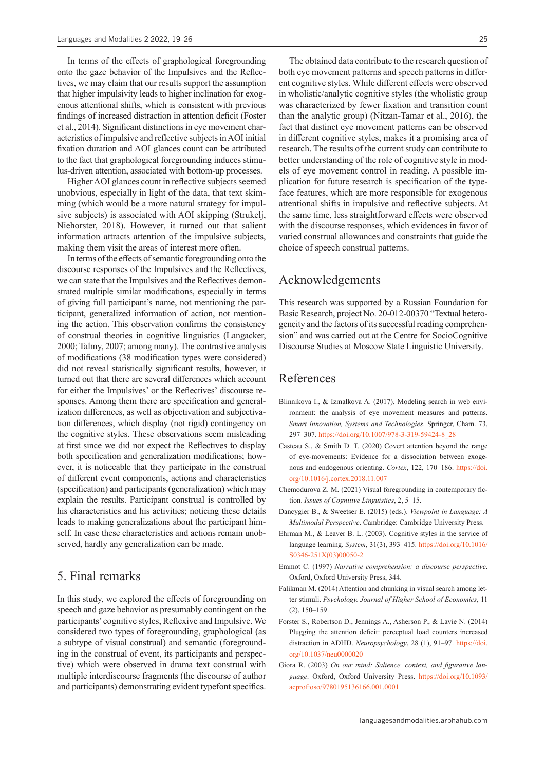In terms of the effects of graphological foregrounding onto the gaze behavior of the Impulsives and the Reflectives, we may claim that our results support the assumption that higher impulsivity leads to higher inclination for exogenous attentional shifts, which is consistent with previous findings of increased distraction in attention deficit (Foster et al., 2014). Significant distinctions in eye movement characteristics of impulsive and reflective subjects in AOI initial fixation duration and AOI glances count can be attributed to the fact that graphological foregrounding induces stimulus-driven attention, associated with bottom-up processes.

Higher AOI glances count in reflective subjects seemed unobvious, especially in light of the data, that text skimming (which would be a more natural strategy for impulsive subjects) is associated with AOI skipping (Strukelj, Niehorster, 2018). However, it turned out that salient information attracts attention of the impulsive subjects, making them visit the areas of interest more often.

In terms of the effects of semantic foregrounding onto the discourse responses of the Impulsives and the Reflectives, we can state that the Impulsives and the Reflectives demonstrated multiple similar modifications, especially in terms of giving full participant's name, not mentioning the participant, generalized information of action, not mentioning the action. This observation confirms the consistency of construal theories in cognitive linguistics (Langacker, 2000; Talmy, 2007; among many). The contrastive analysis of modifications (38 modification types were considered) did not reveal statistically significant results, however, it turned out that there are several differences which account for either the Impulsives' or the Reflectives' discourse responses. Among them there are specification and generalization differences, as well as objectivation and subjectivation differences, which display (not rigid) contingency on the cognitive styles. These observations seem misleading at first since we did not expect the Reflectives to display both specification and generalization modifications; however, it is noticeable that they participate in the construal of different event components, actions and characteristics (specification) and participants (generalization) which may explain the results. Participant construal is controlled by his characteristics and his activities; noticing these details leads to making generalizations about the participant himself. In case these characteristics and actions remain unobserved, hardly any generalization can be made.

## 5. Final remarks

In this study, we explored the effects of foregrounding on speech and gaze behavior as presumably contingent on the participants' cognitive styles, Reflexive and Impulsive. We considered two types of foregrounding, graphological (as a subtype of visual construal) and semantic (foregrounding in the construal of event, its participants and perspective) which were observed in drama text construal with multiple interdiscourse fragments (the discourse of author and participants) demonstrating evident typefont specifics.

The obtained data contribute to the research question of both eye movement patterns and speech patterns in different cognitive styles. While different effects were observed in wholistic/analytic cognitive styles (the wholistic group was characterized by fewer fixation and transition count than the analytic group) (Nitzan-Tamar et al., 2016), the fact that distinct eye movement patterns can be observed in different cognitive styles, makes it a promising area of research. The results of the current study can contribute to better understanding of the role of cognitive style in models of eye movement control in reading. A possible implication for future research is specification of the typeface features, which are more responsible for exogenous attentional shifts in impulsive and reflective subjects. At the same time, less straightforward effects were observed with the discourse responses, which evidences in favor of varied construal allowances and constraints that guide the choice of speech construal patterns.

## Acknowledgements

This research was supported by a Russian Foundation for Basic Research, project No. 20-012-00370 "Textual heterogeneity and the factors of its successful reading comprehension" and was carried out at the Centre for SocioCognitive Discourse Studies at Moscow State Linguistic University.

## References

Blinnikova I., & Izmalkova A. (2017). Modeling search in web environment: the analysis of eye movement measures and patterns. *Smart Innovation, Systems and Technologies*. Springer, Cham. 73, 297–307. https://doi.org/10.1007/978-3-319-59424-8_28

Casteau S., & Smith D. T. (2020) Covert attention beyond the range of eye-movements: Evidence for a dissociation between exogenous and endogenous orienting. *Cortex*, 122, 170–186. https://doi.org/10.1016/j.cortex.2018.11.007

Chemodurova Z. M. (2021) Visual foregrounding in contemporary fiction. *Issues of Cognitive Linguistics*, 2, 5–15.

Dancygier B., & Sweetser E. (2015) (eds.). *Viewpoint in Language: A Multimodal Perspective*. Cambridge: Cambridge University Press.

Ehrman M., & Leaver B. L. (2003). Cognitive styles in the service of language learning. *System*, 31(3), 393–415. https://doi.org/10.1016/S0346-251X(03)00050-2

Emmot C. (1997) *Narrative comprehension: a discourse perspective*. Oxford, Oxford University Press, 344.

Falikman M. (2014) Attention and chunking in visual search among letter stimuli. *Psychology. Journal of Higher School of Economics*, 11 (2), 150–159.

Forster S., Robertson D., Jennings A., Asherson P., & Lavie N. (2014) Plugging the attention deficit: perceptual load counters increased distraction in ADHD. *Neuropsychology*, 28 (1), 91–97. https://doi.org/10.1037/neu0000020

Giora R. (2003) *On our mind: Salience, context, and figurative language*. Oxford, Oxford University Press. https://doi.org/10.1093/acprof:oso/9780195136166.001.0001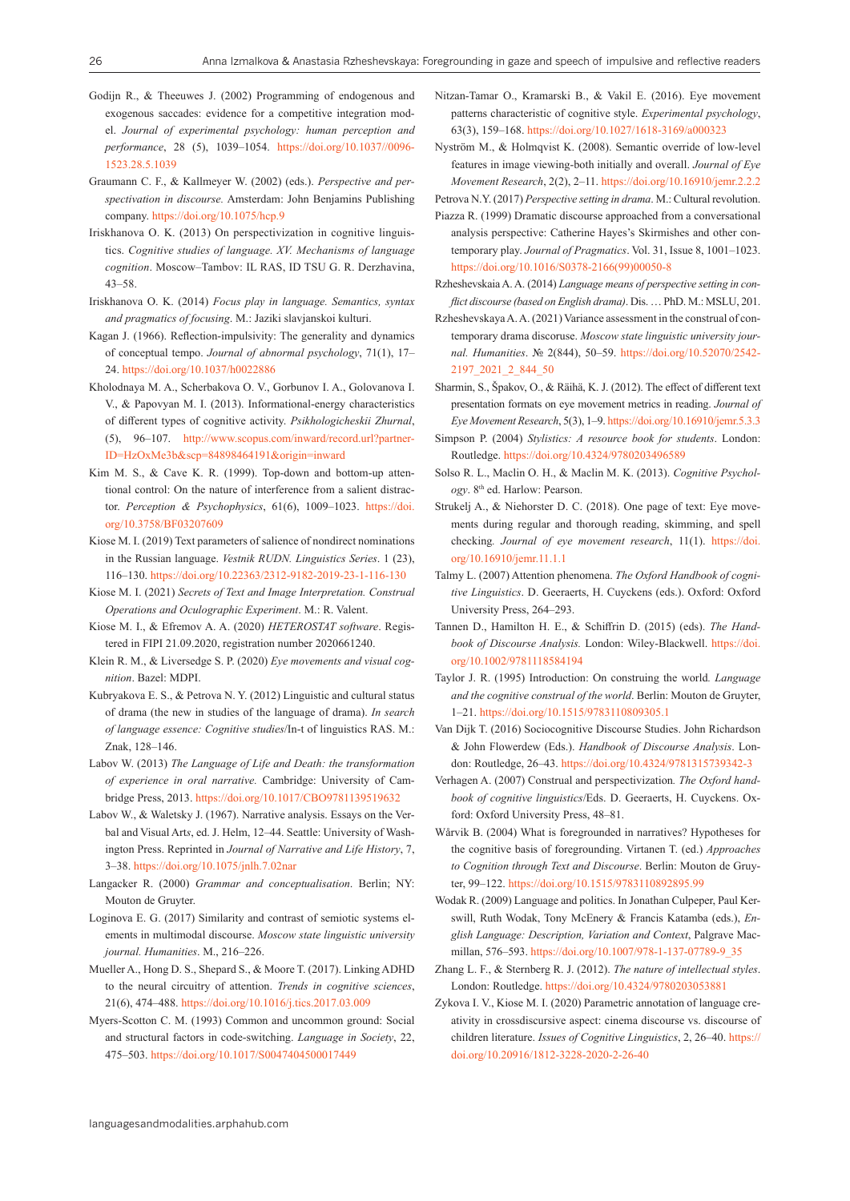Godijn R., & Theeuwes J. (2002) Programming of endogenous and exogenous saccades: evidence for a competitive integration model. *Journal of experimental psychology: human perception and performance*, 28 (5), 1039–1054. https://doi.org/10.1037//0096-1523.28.5.1039

Graumann C. F., & Kallmeyer W. (2002) (eds.). *Perspective and perspectivation in discourse.* Amsterdam: John Benjamins Publishing company. https://doi.org/10.1075/hcp.9

Iriskhanova O. K. (2013) On perspectivization in cognitive linguistics. *Cognitive studies of language. XV. Mechanisms of language cognition*. Moscow–Tambov: IL RAS, ID TSU G. R. Derzhavina, 43–58.

Iriskhanova O. K. (2014) *Focus play in language. Semantics, syntax and pragmatics of focusing*. M.: Jaziki slavjanskoi kulturi.

Kagan J. (1966). Reflection-impulsivity: The generality and dynamics of conceptual tempo. *Journal of abnormal psychology*, 71(1), 17–24. https://doi.org/10.1037/h0022886

Kholodnaya M. A., Scherbakova O. V., Gorbunov I. A., Golovanova I. V., & Papovyan M. I. (2013). Informational-energy characteristics of different types of cognitive activity. *Psikhologicheskii Zhurnal*, (5), 96–107. http://www.scopus.com/inward/record.url?partnerID=HzOxMe3b&scp=84898464191&origin=inward

Kim M. S., & Cave K. R. (1999). Top-down and bottom-up attentional control: On the nature of interference from a salient distractor. *Perception & Psychophysics*, 61(6), 1009–1023. https://doi.org/10.3758/BF03207609

Kiose M. I. (2019) Text parameters of salience of nondirect nominations in the Russian language. *Vestnik RUDN. Linguistics Series*. 1 (23), 116–130. https://doi.org/10.22363/2312-9182-2019-23-1-116-130

Kiose M. I. (2021) *Secrets of Text and Image Interpretation. Construal Operations and Oculographic Experiment*. M.: R. Valent.

Kiose M. I., & Efremov A. A. (2020) *HETEROSTAT software*. Registered in FIPI 21.09.2020, registration number 2020661240.

Klein R. M., & Liversedge S. P. (2020) *Eye movements and visual cognition*. Bazel: MDPI.

Kubryakova E. S., & Petrova N. Y. (2012) Linguistic and cultural status of drama (the new in studies of the language of drama). *In search of language essence: Cognitive studies*/In-t of linguistics RAS. M.: Znak, 128–146.

Labov W. (2013) *The Language of Life and Death: the transformation of experience in oral narrative.* Cambridge: University of Cambridge Press, 2013. https://doi.org/10.1017/CBO9781139519632

Labov W., & Waletsky J. (1967). Narrative analysis. Essays on the Verbal and Visual Arts, ed. J. Helm, 12–44. Seattle: University of Washington Press. Reprinted in *Journal of Narrative and Life History*, 7, 3–38. https://doi.org/10.1075/jnlh.7.02nar

Langacker R. (2000) *Grammar and conceptualisation*. Berlin; NY: Mouton de Gruyter.

Loginova E. G. (2017) Similarity and contrast of semiotic systems elements in multimodal discourse. *Moscow state linguistic university journal. Humanities*. M., 216–226.

Mueller A., Hong D. S., Shepard S., & Moore T. (2017). Linking ADHD to the neural circuitry of attention. *Trends in cognitive sciences*, 21(6), 474–488. https://doi.org/10.1016/j.tics.2017.03.009

Myers-Scotton C. M. (1993) Common and uncommon ground: Social and structural factors in code-switching. *Language in Society*, 22, 475–503. https://doi.org/10.1017/S0047404500017449

Nitzan-Tamar O., Kramarski B., & Vakil E. (2016). Eye movement patterns characteristic of cognitive style. *Experimental psychology*, 63(3), 159–168. https://doi.org/10.1027/1618-3169/a000323

Nyström M., & Holmqvist K. (2008). Semantic override of low-level features in image viewing-both initially and overall. *Journal of Eye Movement Research*, 2(2), 2–11. https://doi.org/10.16910/jemr.2.2.2

Petrova N.Y. (2017) *Perspective setting in drama*. M.: Cultural revolution.

Piazza R. (1999) Dramatic discourse approached from a conversational analysis perspective: Catherine Hayes's Skirmishes and other contemporary play. *Journal of Pragmatics*. Vol. 31, Issue 8, 1001–1023. https://doi.org/10.1016/S0378-2166(99)00050-8

Rzheshevskaia A. A. (2014) *Language means of perspective setting in conflict discourse (based on English drama)*. Dis. … PhD. M.: MSLU, 201.

Rzheshevskaya A. A. (2021) Variance assessment in the construal of contemporary drama discoruse. *Moscow state linguistic university journal. Humanities*. № 2(844), 50–59. https://doi.org/10.52070/2542-2197_2021_2_844_50

Sharmin, S., Špakov, O., & Räihä, K. J. (2012). The effect of different text presentation formats on eye movement metrics in reading. *Journal of Eye Movement Research*, 5(3), 1–9. https://doi.org/10.16910/jemr.5.3.3

Simpson P. (2004) *Stylistics: A resource book for students*. London: Routledge. https://doi.org/10.4324/9780203496589

Solso R. L., Maclin O. H., & Maclin M. K. (2013). *Cognitive Psychology*. 8th ed. Harlow: Pearson.

Strukelj A., & Niehorster D. C. (2018). One page of text: Eye movements during regular and thorough reading, skimming, and spell checking. *Journal of eye movement research*, 11(1). https://doi.org/10.16910/jemr.11.1.1

Talmy L. (2007) Attention phenomena. *The Oxford Handbook of cognitive Linguistics*. D. Geeraerts, H. Cuyckens (eds.). Oxford: Oxford University Press, 264–293.

Tannen D., Hamilton H. E., & Schiffrin D. (2015) (eds). *The Handbook of Discourse Analysis.* London: Wiley-Blackwell. https://doi.org/10.1002/9781118584194

Taylor J. R. (1995) Introduction: On construing the world. *Language and the cognitive construal of the world*. Berlin: Mouton de Gruyter, 1–21. https://doi.org/10.1515/9783110809305.1

Van Dijk T. (2016) Sociocognitive Discourse Studies. John Richardson & John Flowerdew (Eds.). *Handbook of Discourse Analysis*. London: Routledge, 26–43. https://doi.org/10.4324/9781315739342-3

Verhagen A. (2007) Construal and perspectivization. *The Oxford handbook of cognitive linguistics*/Eds. D. Geeraerts, H. Cuyckens. Oxford: Oxford University Press, 48–81.

Wårvik B. (2004) What is foregrounded in narratives? Hypotheses for the cognitive basis of foregrounding. Virtanen T. (ed.) *Approaches to Cognition through Text and Discourse*. Berlin: Mouton de Gruyter, 99–122. https://doi.org/10.1515/9783110892895.99

Wodak R. (2009) Language and politics. In Jonathan Culpeper, Paul Kerswill, Ruth Wodak, Tony McEnery & Francis Katamba (eds.), *English Language: Description, Variation and Context*, Palgrave Macmillan, 576–593. https://doi.org/10.1007/978-1-137-07789-9_35

Zhang L. F., & Sternberg R. J. (2012). *The nature of intellectual styles*. London: Routledge. https://doi.org/10.4324/9780203053881

Zykova I. V., Kiose M. I. (2020) Parametric annotation of language creativity in crossdiscursive aspect: cinema discourse vs. discourse of children literature. *Issues of Cognitive Linguistics*, 2, 26–40. https://doi.org/10.20916/1812-3228-2020-2-26-40